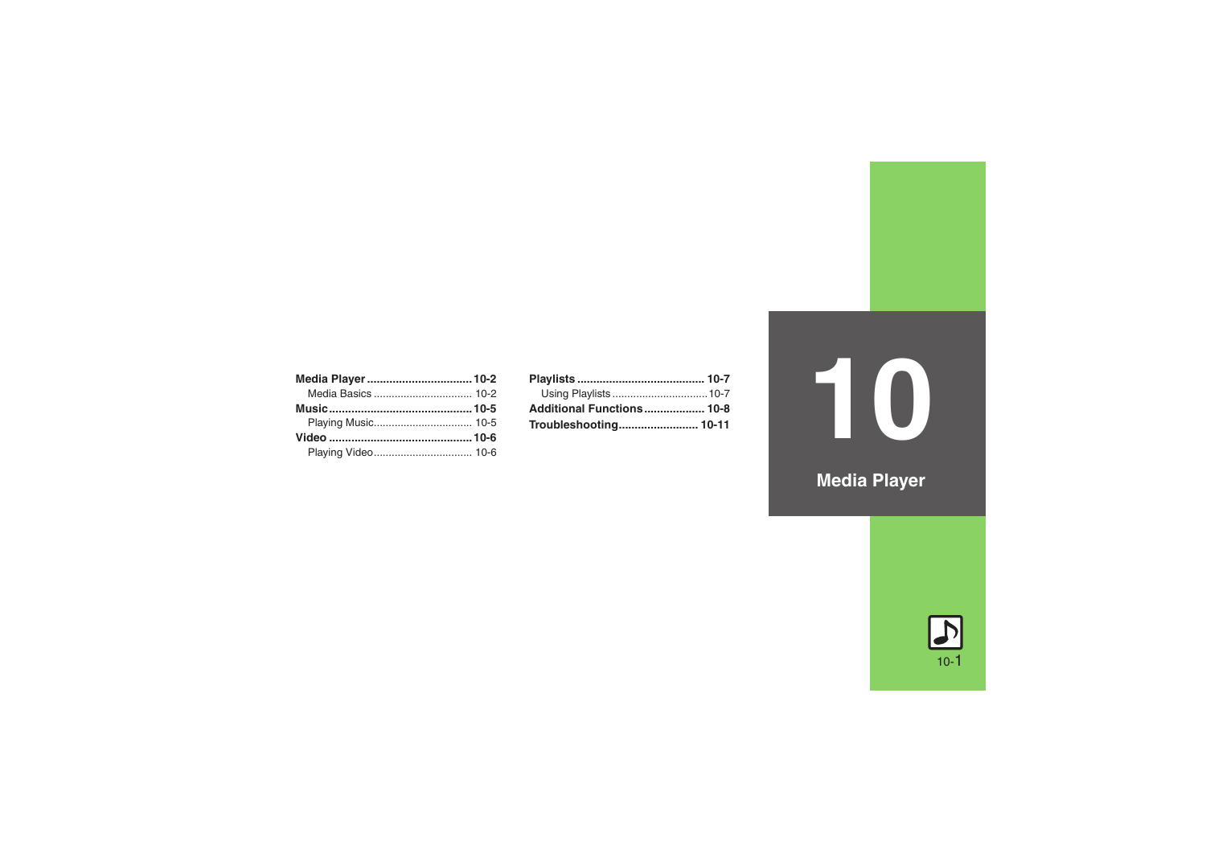# 10 Media Player

**Media Player** ................................ **10-2**
  Media Basics ................................ 10-2
**Music** ................................ **10-5**
  Playing Music ................................ 10-5
**Video** ................................ **10-6**
  Playing Video ................................ 10-6
**Playlists** ................................ **10-7**
  Using Playlists ................................ 10-7
**Additional Functions** ................................ **10-8**
**Troubleshooting** ................................ **10-11**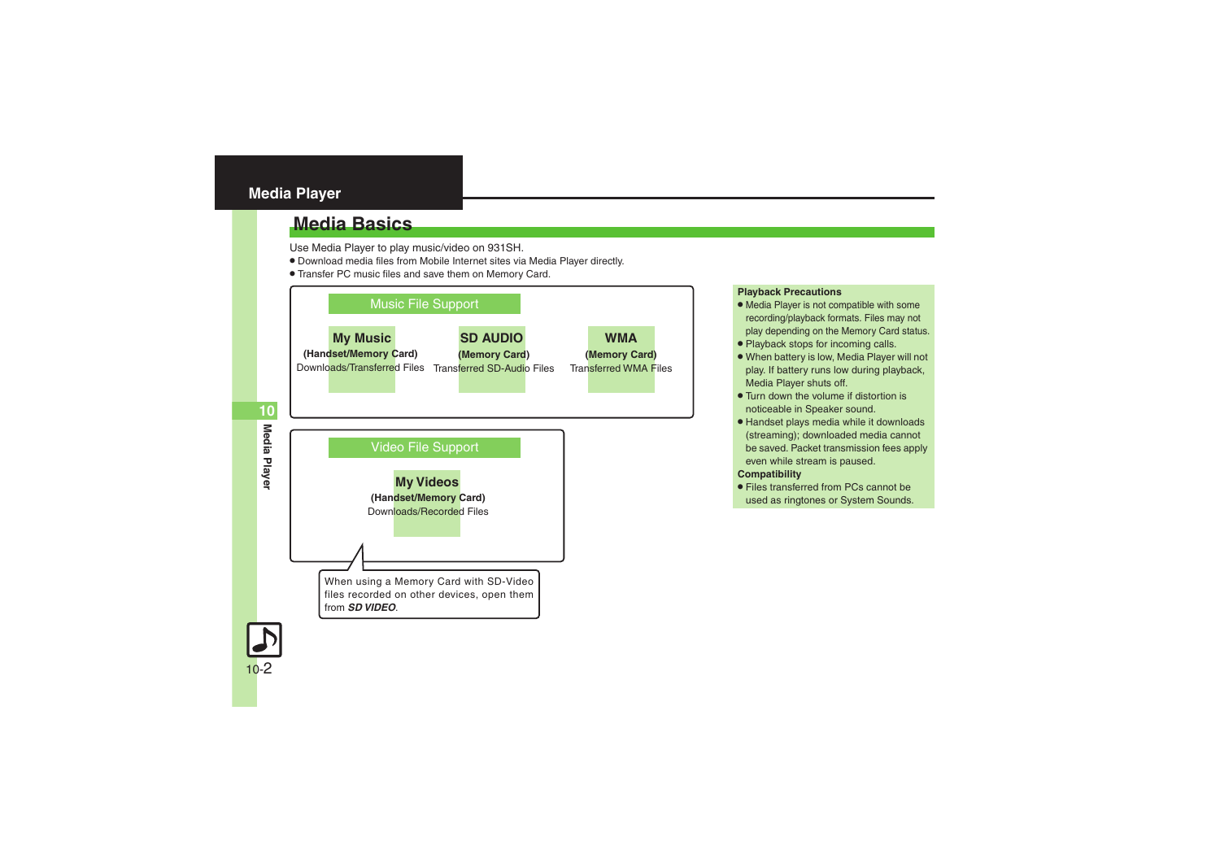## Media Basics

Use Media Player to play music/video on 931SH.

- Download media files from Mobile Internet sites via Media Player directly.
- Transfer PC music files and save them on Memory Card.

### Music File Support

**My Music**
**(Handset/Memory Card)**
Downloads/Transferred Files

**SD AUDIO**
**(Memory Card)**
Transferred SD-Audio Files

**WMA**
**(Memory Card)**
Transferred WMA Files

### Video File Support

**My Videos**
**(Handset/Memory Card)**
Downloads/Recorded Files

When using a Memory Card with SD-Video files recorded on other devices, open them from ***SD VIDEO***.

**Playback Precautions**

- Media Player is not compatible with some recording/playback formats. Files may not play depending on the Memory Card status.
- Playback stops for incoming calls.
- When battery is low, Media Player will not play. If battery runs low during playback, Media Player shuts off.
- Turn down the volume if distortion is noticeable in Speaker sound.
- Handset plays media while it downloads (streaming); downloaded media cannot be saved. Packet transmission fees apply even while stream is paused.

**Compatibility**

- Files transferred from PCs cannot be used as ringtones or System Sounds.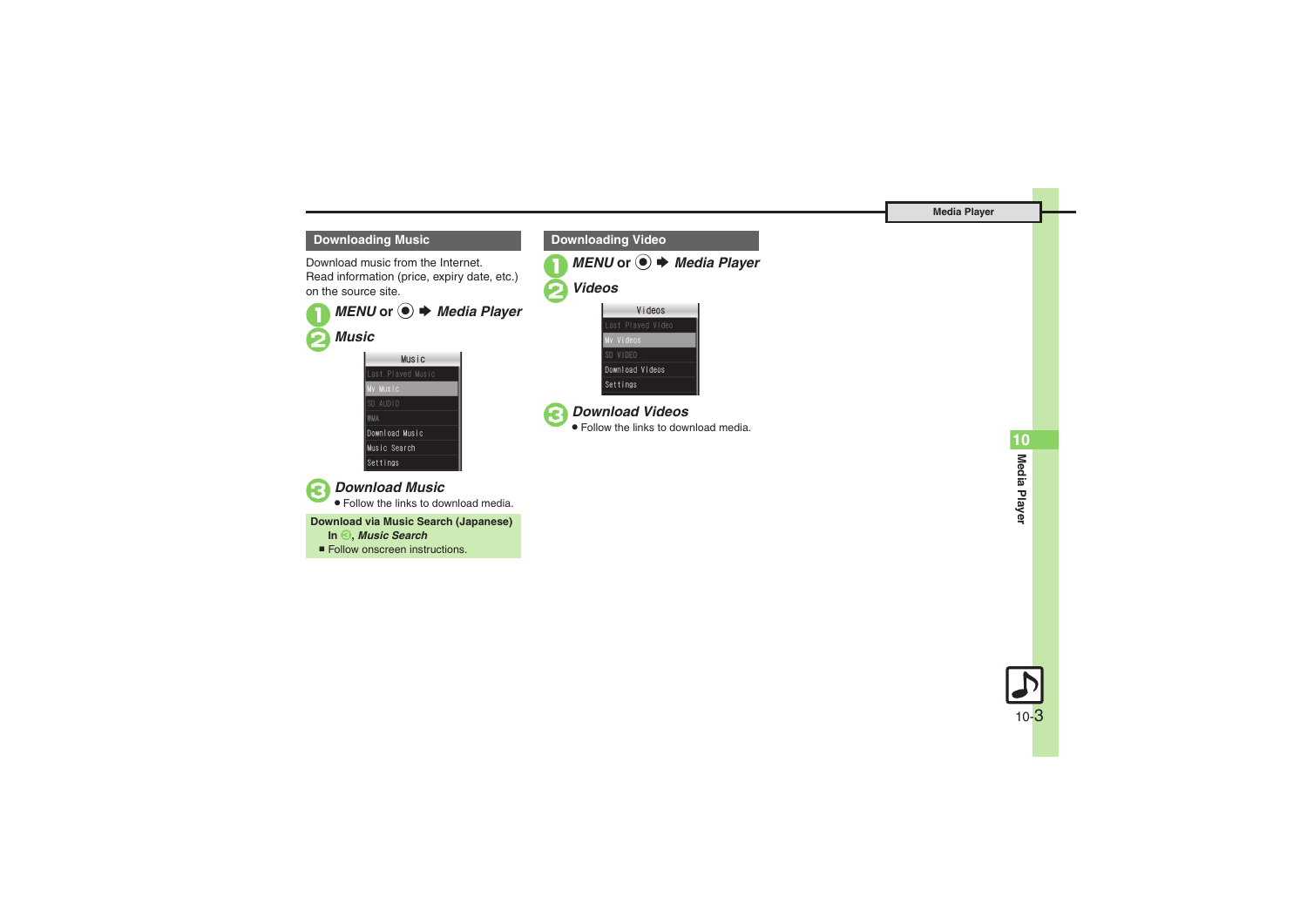## Downloading Music

Download music from the Internet.
Read information (price, expiry date, etc.) on the source site.

1. ***MENU*** **or** ● ➡ ***Media Player***
2. ***Music***

   Music
   - Last Played Music
   - My Music
   - SD AUDIO
   - WMA
   - Download Music
   - Music Search
   - Settings

3. ***Download Music***
   - Follow the links to download media.

**Download via Music Search (Japanese)**
**In 3, *Music Search***
- Follow onscreen instructions.

## Downloading Video

1. ***MENU*** **or** ● ➡ ***Media Player***
2. ***Videos***

   Videos
   - Last Played Video
   - My Videos
   - SD VIDEO
   - Download Videos
   - Settings

3. ***Download Videos***
   - Follow the links to download media.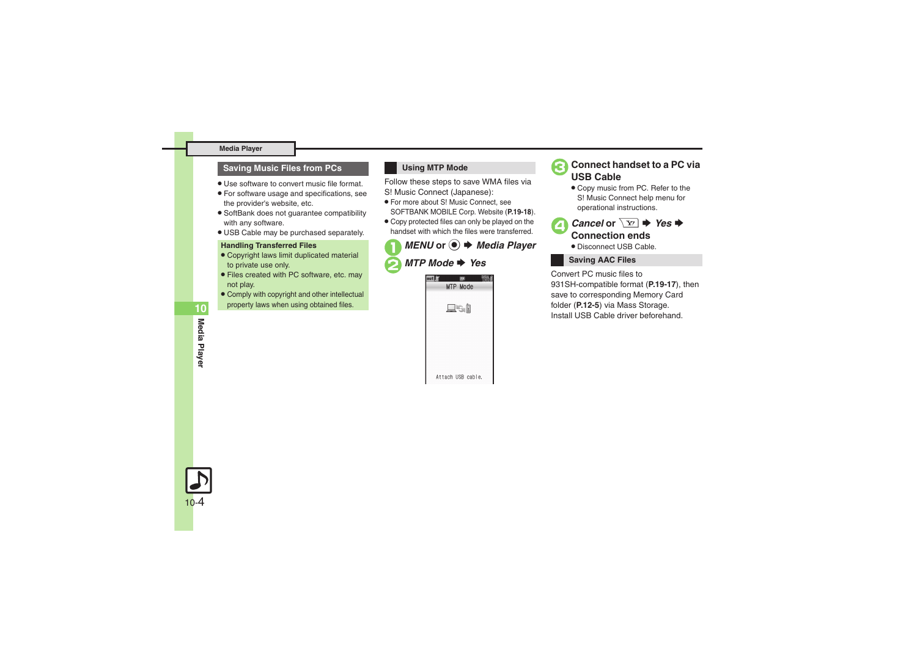## Saving Music Files from PCs

- Use software to convert music file format.
- For software usage and specifications, see the provider's website, etc.
- SoftBank does not guarantee compatibility with any software.
- USB Cable may be purchased separately.

**Handling Transferred Files**

- Copyright laws limit duplicated material to private use only.
- Files created with PC software, etc. may not play.
- Comply with copyright and other intellectual property laws when using obtained files.

### Using MTP Mode

Follow these steps to save WMA files via S! Music Connect (Japanese):

- For more about S! Music Connect, see SOFTBANK MOBILE Corp. Website (**P.19-18**).
- Copy protected files can only be played on the handset with which the files were transferred.

1. ***MENU* or ● ➡ *Media Player***
2. ***MTP Mode* ➡ *Yes***

MTP Mode

Attach USB cable.

3. **Connect handset to a PC via USB Cable**
   - Copy music from PC. Refer to the S! Music Connect help menu for operational instructions.
4. ***Cancel* or Y! ➡ *Yes* ➡ Connection ends**
   - Disconnect USB Cable.

### Saving AAC Files

Convert PC music files to 931SH-compatible format (**P.19-17**), then save to corresponding Memory Card folder (**P.12-5**) via Mass Storage.
Install USB Cable driver beforehand.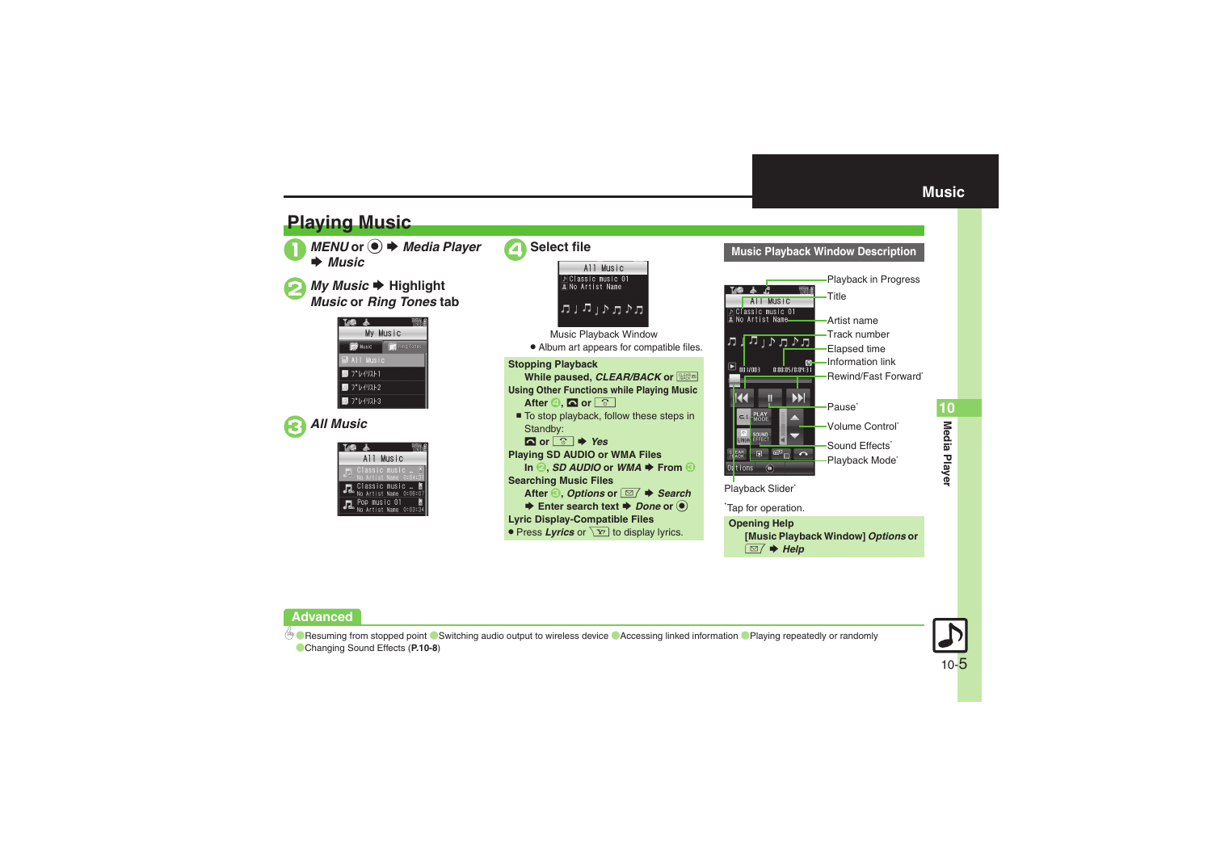## Playing Music

**1** *MENU* or ● ➡ *Media Player* ➡ *Music*

**2** *My Music* ➡ Highlight *Music* or *Ring Tones* tab

**3** *All Music*

**4** Select file

Music Playback Window

- Album art appears for compatible files.

**Stopping Playback**
While paused, *CLEAR/BACK* or CLEAR/BACK

**Using Other Functions while Playing Music**
After 4, or

- To stop playback, follow these steps in Standby:
or ➡ *Yes*

**Playing SD AUDIO or WMA Files**
In 2, *SD AUDIO* or *WMA* ➡ From 3

**Searching Music Files**
After 3, *Options* or ➡ *Search* ➡ Enter search text ➡ *Done* or ●

**Lyric Display-Compatible Files**
- Press *Lyrics* or to display lyrics.

### Music Playback Window Description

- Playback in Progress
- Title
- Artist name
- Track number
- Elapsed time
- Information link
- Rewind/Fast Forward*
- Pause*
- Volume Control*
- Sound Effects*
- Playback Mode*
- Playback Slider*

*Tap for operation.

**Opening Help**
[Music Playback Window] *Options* or ➡ *Help*

### Advanced

Resuming from stopped point ● Switching audio output to wireless device ● Accessing linked information ● Playing repeatedly or randomly ● Changing Sound Effects (**P.10-8**)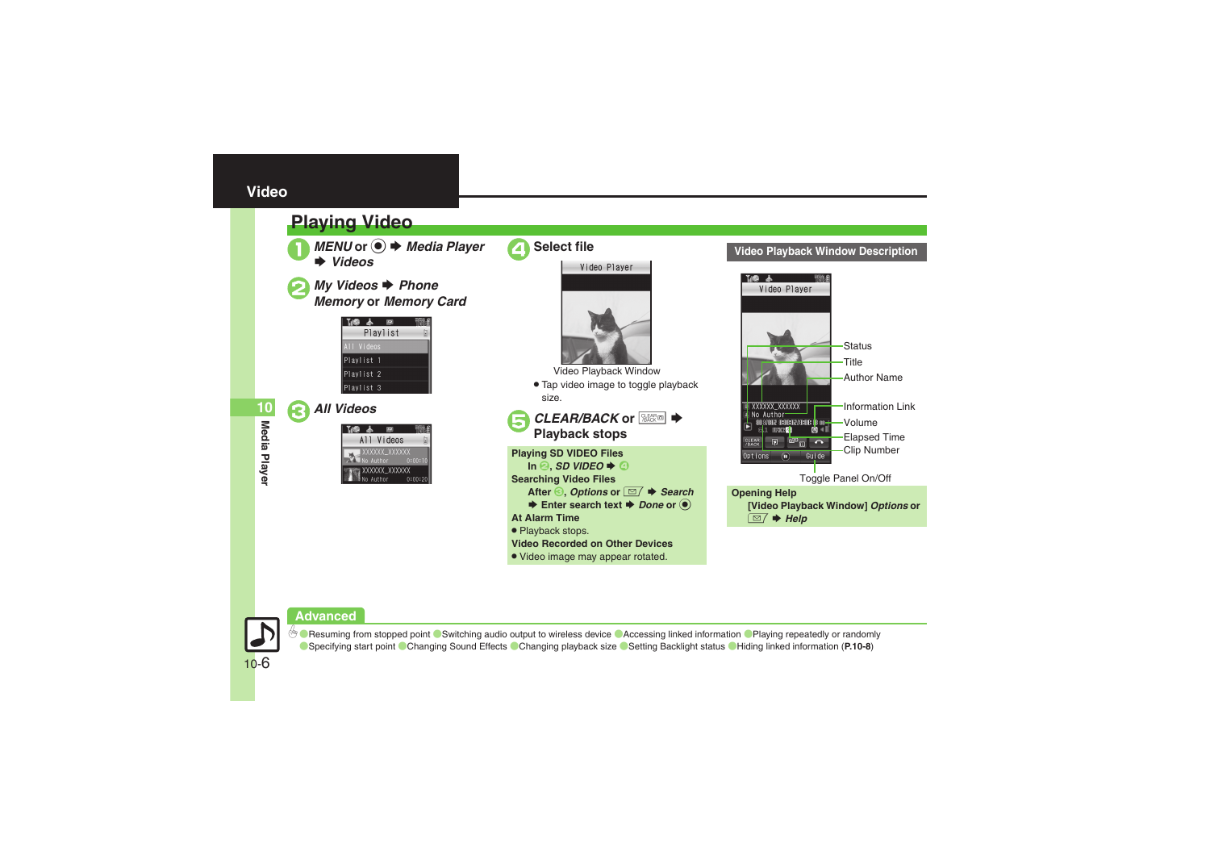## Video

# Playing Video

1. *MENU* or ◉ ➡ *Media Player* ➡ *Videos*
2. *My Videos* ➡ *Phone Memory* or *Memory Card*
3. *All Videos*
4. Select file

   Video Playback Window
   - Tap video image to toggle playback size.
5. *CLEAR/BACK* or ➡ Playback stops

**Playing SD VIDEO Files**
In 2, *SD VIDEO* ➡ 4

**Searching Video Files**
After 3, *Options* or ➡ *Search* ➡ Enter search text ➡ *Done* or ◉

**At Alarm Time**
- Playback stops.

**Video Recorded on Other Devices**
- Video image may appear rotated.

### Video Playback Window Description

- Status
- Title
- Author Name
- Information Link
- Volume
- Elapsed Time
- Clip Number
- Toggle Panel On/Off

**Opening Help**
[Video Playback Window] *Options* or ➡ *Help*

### Advanced

Resuming from stopped point · Switching audio output to wireless device · Accessing linked information · Playing repeatedly or randomly · Specifying start point · Changing Sound Effects · Changing playback size · Setting Backlight status · Hiding linked information (**P.10-8**)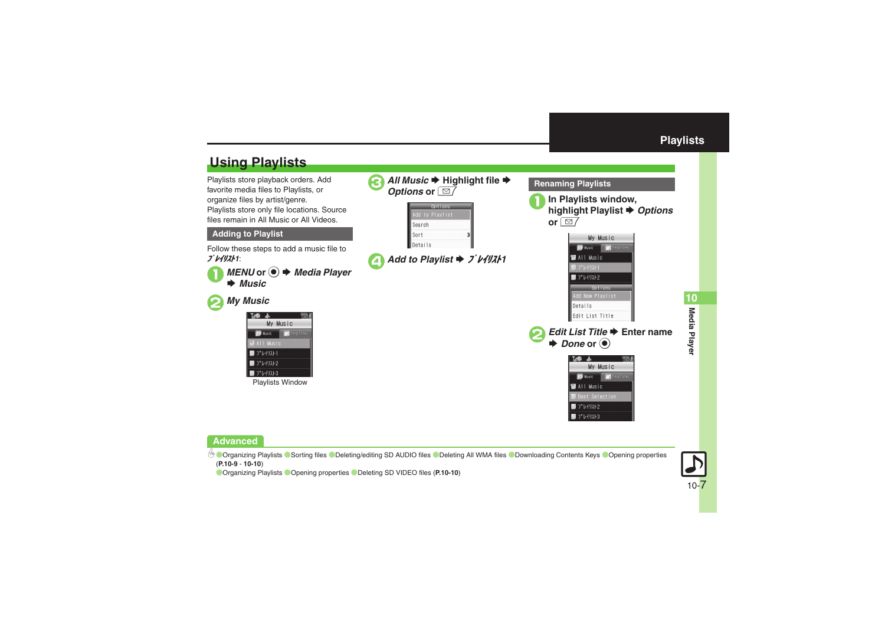# Using Playlists

Playlists store playback orders. Add favorite media files to Playlists, or organize files by artist/genre.
Playlists store only file locations. Source files remain in All Music or All Videos.

## Adding to Playlist

Follow these steps to add a music file to ﾌﾟﾚｲﾘｽﾄ1:

1. *MENU* or ● ➡ *Media Player* ➡ *Music*
2. *My Music*

Playlists Window

3. *All Music* ➡ Highlight file ➡ *Options* or ✉
4. *Add to Playlist* ➡ *ﾌﾟﾚｲﾘｽﾄ1*

## Renaming Playlists

1. In Playlists window, highlight Playlist ➡ *Options* or ✉
2. *Edit List Title* ➡ Enter name ➡ *Done* or ●

## Advanced

●Organizing Playlists ●Sorting files ●Deleting/editing SD AUDIO files ●Deleting All WMA files ●Downloading Contents Keys ●Opening properties (**P.10-9** - **10-10**)

●Organizing Playlists ●Opening properties ●Deleting SD VIDEO files (**P.10-10**)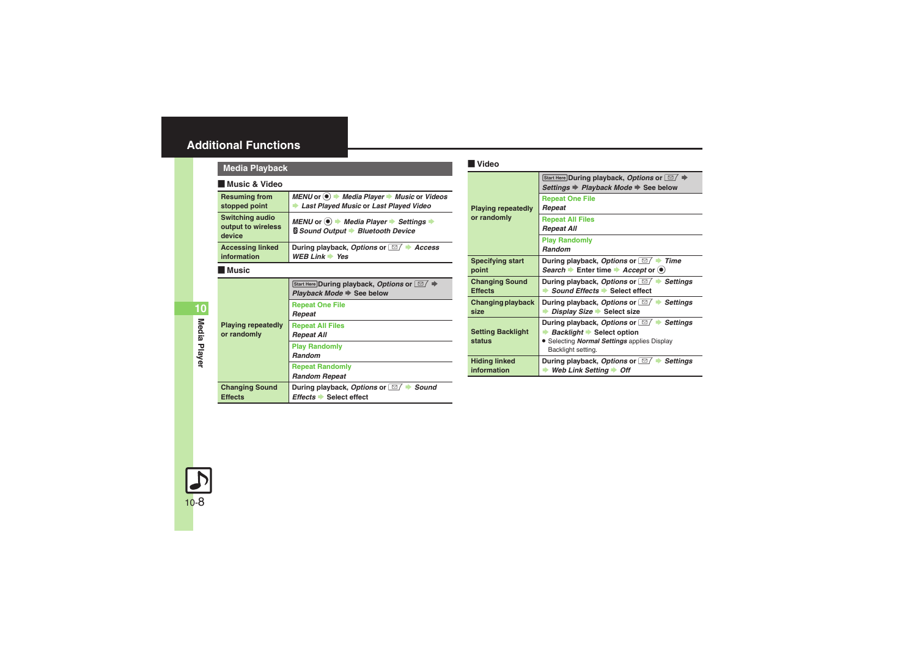## Additional Functions

### Media Playback

#### Music & Video

| | |
|---|---|
| Resuming from stopped point | *MENU* or ● ➡ *Media Player* ➡ *Music* or *Videos* ➡ *Last Played Music* or *Last Played Video* |
| Switching audio output to wireless device | *MENU* or ● ➡ *Media Player* ➡ *Settings* ➡ *Sound Output* ➡ *Bluetooth Device* |
| Accessing linked information | During playback, *Options* or ✉ ➡ *Access WEB Link* ➡ *Yes* |

#### Music

| | |
|---|---|
| Playing repeatedly or randomly | Start Here During playback, *Options* or ✉ ➡ *Playback Mode* ➡ See below |
| | Repeat One File<br>*Repeat* |
| | Repeat All Files<br>*Repeat All* |
| | Play Randomly<br>*Random* |
| | Repeat Randomly<br>*Random Repeat* |
| Changing Sound Effects | During playback, *Options* or ✉ ➡ *Sound Effects* ➡ Select effect |

#### Video

| | |
|---|---|
| Playing repeatedly or randomly | Start Here During playback, *Options* or ✉ ➡ *Settings* ➡ *Playback Mode* ➡ See below |
| | Repeat One File<br>*Repeat* |
| | Repeat All Files<br>*Repeat All* |
| | Play Randomly<br>*Random* |
| Specifying start point | During playback, *Options* or ✉ ➡ *Time Search* ➡ Enter time ➡ *Accept* or ● |
| Changing Sound Effects | During playback, *Options* or ✉ ➡ *Settings* ➡ *Sound Effects* ➡ Select effect |
| Changing playback size | During playback, *Options* or ✉ ➡ *Settings* ➡ *Display Size* ➡ Select size |
| Setting Backlight status | During playback, *Options* or ✉ ➡ *Settings* ➡ *Backlight* ➡ Select option<br>● Selecting ***Normal Settings*** applies Display Backlight setting. |
| Hiding linked information | During playback, *Options* or ✉ ➡ *Settings* ➡ *Web Link Setting* ➡ *Off* |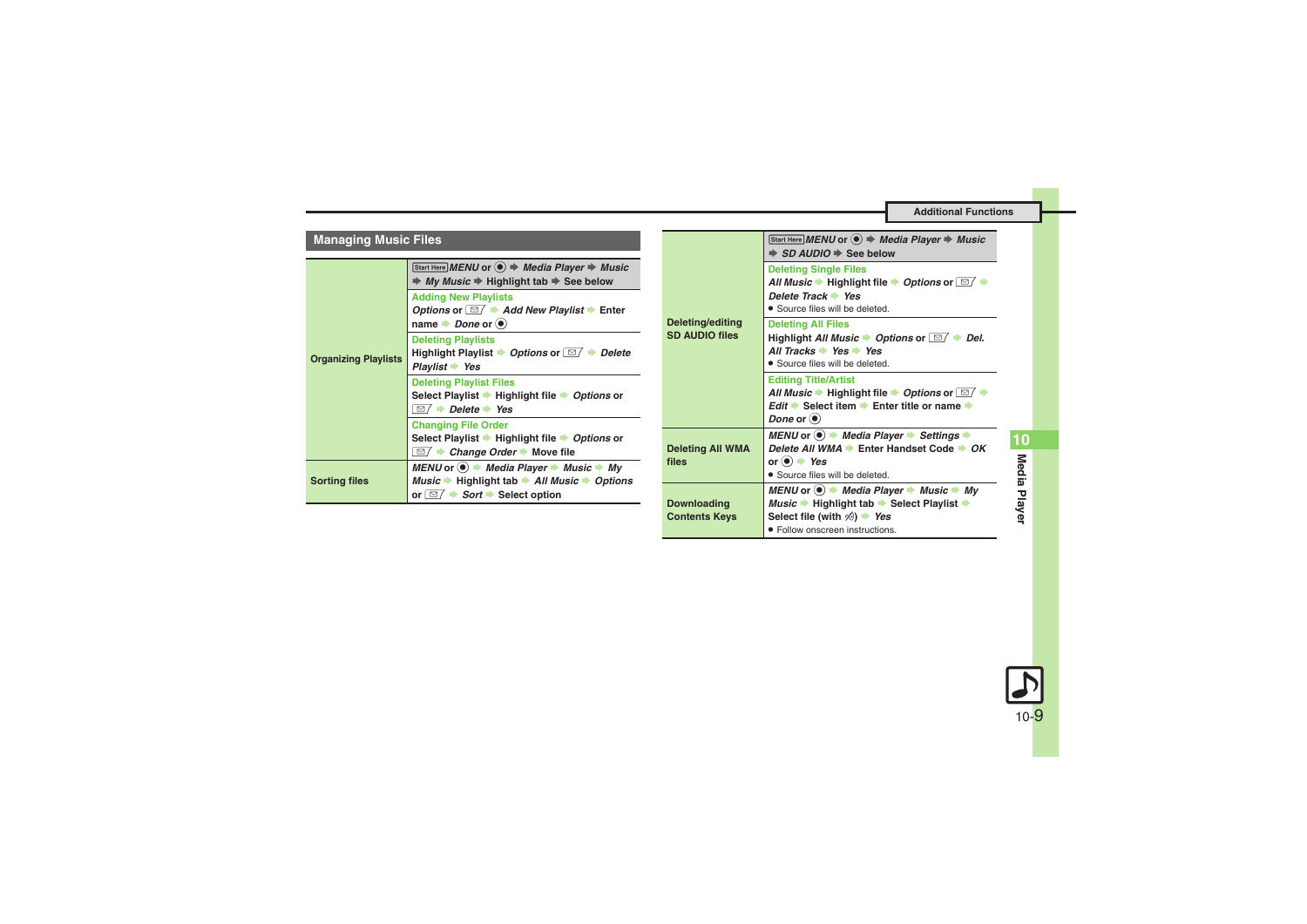## Managing Music Files

| | |
|---|---|
| Organizing Playlists | Start Here *MENU* or ● ➡ *Media Player* ➡ *Music* ➡ *My Music* ➡ Highlight tab ➡ See below |
| | **Adding New Playlists**<br>*Options* or ✉ ➡ *Add New Playlist* ➡ Enter name ➡ *Done* or ● |
| | **Deleting Playlists**<br>Highlight Playlist ➡ *Options* or ✉ ➡ *Delete Playlist* ➡ *Yes* |
| | **Deleting Playlist Files**<br>Select Playlist ➡ Highlight file ➡ *Options* or ✉ ➡ *Delete* ➡ *Yes* |
| | **Changing File Order**<br>Select Playlist ➡ Highlight file ➡ *Options* or ✉ ➡ *Change Order* ➡ Move file |
| Sorting files | *MENU* or ● ➡ *Media Player* ➡ *Music* ➡ *My Music* ➡ Highlight tab ➡ *All Music* ➡ *Options* or ✉ ➡ *Sort* ➡ Select option |

| | |
|---|---|
| Deleting/editing SD AUDIO files | Start Here *MENU* or ● ➡ *Media Player* ➡ *Music* ➡ *SD AUDIO* ➡ See below |
| | **Deleting Single Files**<br>*All Music* ➡ Highlight file ➡ *Options* or ✉ ➡ *Delete Track* ➡ *Yes*<br>• Source files will be deleted. |
| | **Deleting All Files**<br>Highlight *All Music* ➡ *Options* or ✉ ➡ *Del. All Tracks* ➡ *Yes* ➡ *Yes*<br>• Source files will be deleted. |
| | **Editing Title/Artist**<br>*All Music* ➡ Highlight file ➡ *Options* or ✉ ➡ *Edit* ➡ Select item ➡ Enter title or name ➡ *Done* or ● |
| Deleting All WMA files | *MENU* or ● ➡ *Media Player* ➡ *Settings* ➡ *Delete All WMA* ➡ Enter Handset Code ➡ *OK* or ● ➡ *Yes*<br>• Source files will be deleted. |
| Downloading Contents Keys | *MENU* or ● ➡ *Media Player* ➡ *Music* ➡ *My Music* ➡ Highlight tab ➡ Select Playlist ➡ Select file (with key icon) ➡ *Yes*<br>• Follow onscreen instructions. |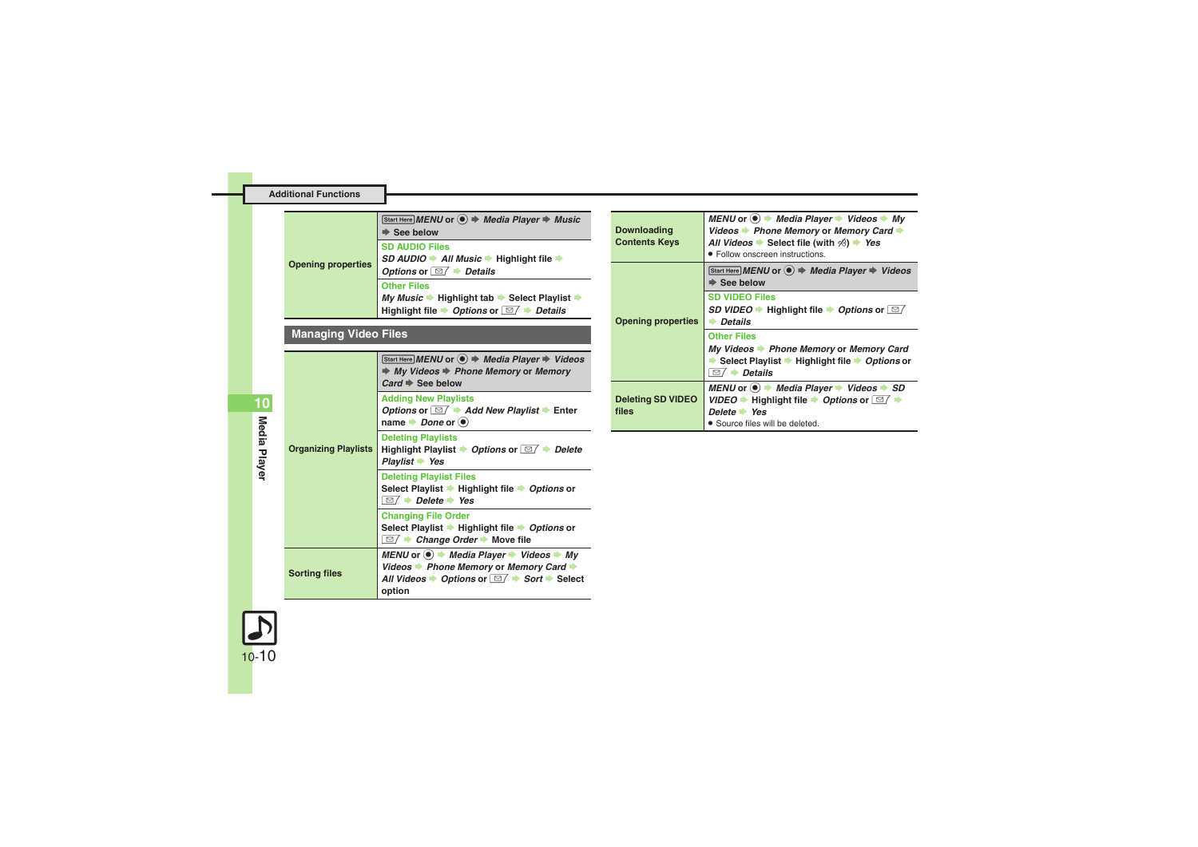## Additional Functions

| | |
|---|---|
| Opening properties | Start Here *MENU* or ◉ ➡ *Media Player* ➡ *Music* ➡ See below |
| | **SD AUDIO Files**<br>*SD AUDIO* ➡ *All Music* ➡ Highlight file ➡ *Options* or ✉ ➡ *Details* |
| | **Other Files**<br>*My Music* ➡ Highlight tab ➡ Select Playlist ➡ Highlight file ➡ *Options* or ✉ ➡ *Details* |

## Managing Video Files

| | |
|---|---|
| Organizing Playlists | Start Here *MENU* or ◉ ➡ *Media Player* ➡ *Videos* ➡ *My Videos* ➡ *Phone Memory* or *Memory Card* ➡ See below |
| | **Adding New Playlists**<br>*Options* or ✉ ➡ *Add New Playlist* ➡ Enter name ➡ *Done* or ◉ |
| | **Deleting Playlists**<br>Highlight Playlist ➡ *Options* or ✉ ➡ *Delete Playlist* ➡ *Yes* |
| | **Deleting Playlist Files**<br>Select Playlist ➡ Highlight file ➡ *Options* or ✉ ➡ *Delete* ➡ *Yes* |
| | **Changing File Order**<br>Select Playlist ➡ Highlight file ➡ *Options* or ✉ ➡ *Change Order* ➡ Move file |
| Sorting files | *MENU* or ◉ ➡ *Media Player* ➡ *Videos* ➡ *My Videos* ➡ *Phone Memory* or *Memory Card* ➡ *All Videos* ➡ *Options* or ✉ ➡ *Sort* ➡ Select option |

| | |
|---|---|
| Downloading Contents Keys | *MENU* or ◉ ➡ *Media Player* ➡ *Videos* ➡ *My Videos* ➡ *Phone Memory* or *Memory Card* ➡ *All Videos* ➡ Select file (with 🔑) ➡ *Yes*<br>● Follow onscreen instructions. |
| Opening properties | Start Here *MENU* or ◉ ➡ *Media Player* ➡ *Videos* ➡ See below |
| | **SD VIDEO Files**<br>*SD VIDEO* ➡ Highlight file ➡ *Options* or ✉ ➡ *Details* |
| | **Other Files**<br>*My Videos* ➡ *Phone Memory* or *Memory Card* ➡ Select Playlist ➡ Highlight file ➡ *Options* or ✉ ➡ *Details* |
| Deleting SD VIDEO files | *MENU* or ◉ ➡ *Media Player* ➡ *Videos* ➡ *SD VIDEO* ➡ Highlight file ➡ *Options* or ✉ ➡ *Delete* ➡ *Yes*<br>● Source files will be deleted. |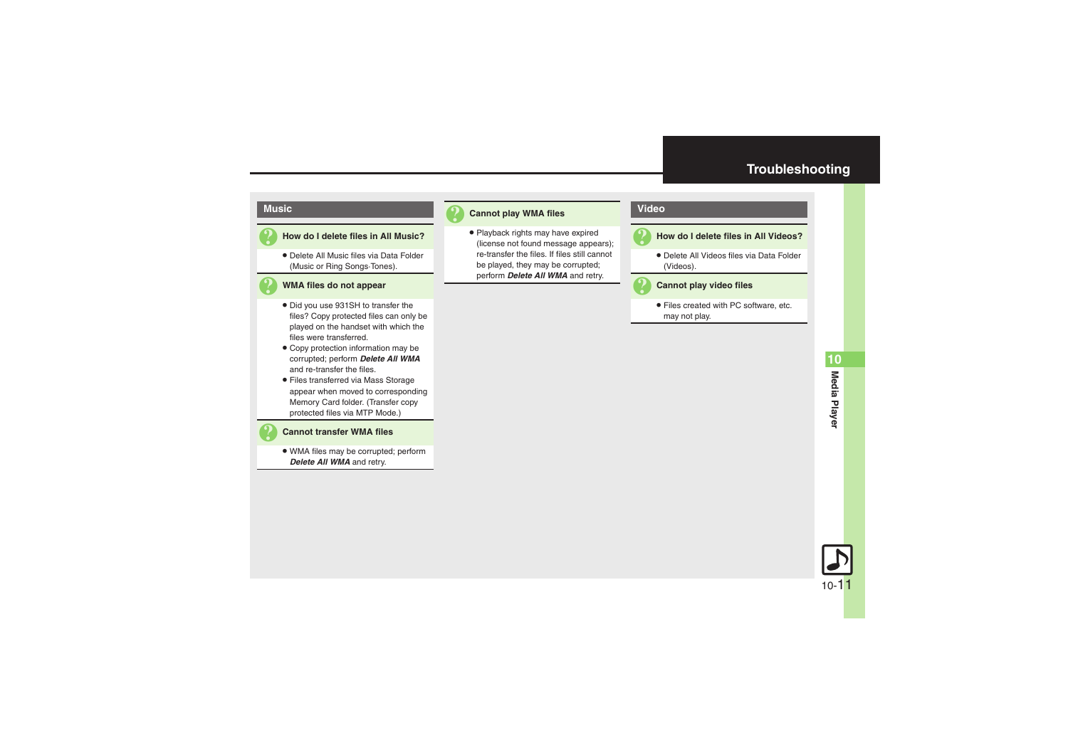# Troubleshooting

## Music

### How do I delete files in All Music?

- Delete All Music files via Data Folder (Music or Ring Songs-Tones).

### WMA files do not appear

- Did you use 931SH to transfer the files? Copy protected files can only be played on the handset with which the files were transferred.
- Copy protection information may be corrupted; perform ***Delete All WMA*** and re-transfer the files.
- Files transferred via Mass Storage appear when moved to corresponding Memory Card folder. (Transfer copy protected files via MTP Mode.)

### Cannot transfer WMA files

- WMA files may be corrupted; perform ***Delete All WMA*** and retry.

### Cannot play WMA files

- Playback rights may have expired (license not found message appears); re-transfer the files. If files still cannot be played, they may be corrupted; perform ***Delete All WMA*** and retry.

## Video

### How do I delete files in All Videos?

- Delete All Videos files via Data Folder (Videos).

### Cannot play video files

- Files created with PC software, etc. may not play.